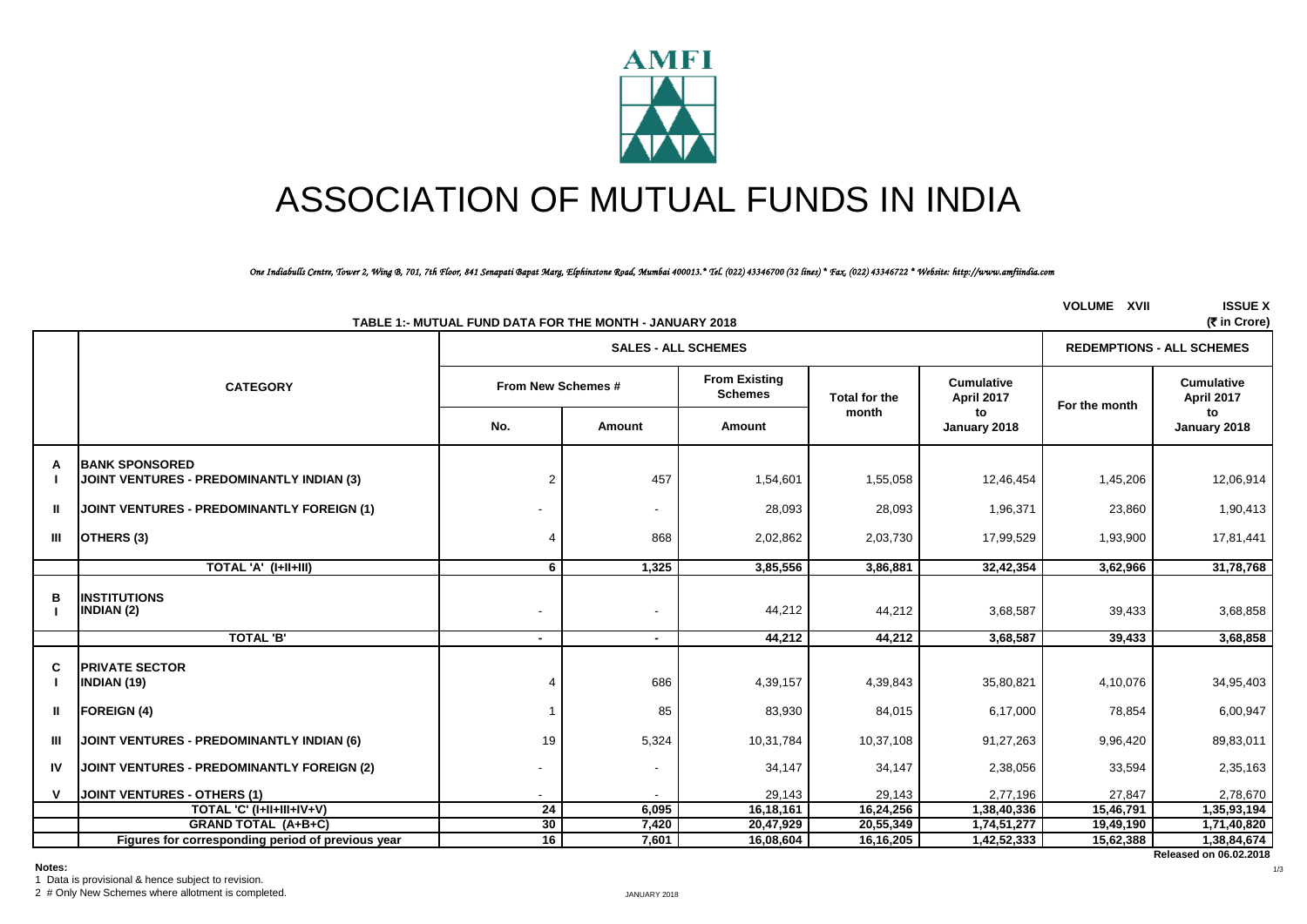# ASSOCIATION OF MUTUAL FUNDS IN INDIA

*One Indiabulls Centre, Tower 2, Wing B, 701, 7th Floor, 841 Senapati Bapat Marg, Elphinstone Road, Mumbai 400013.* Tel. (022) 43346700 (32 lines) * Fax. (022) 43346722 * Website: http://www.amfiindia.com*

**VOLUME XVII** **ISSUE X**

**TABLE 1:- MUTUAL FUND DATA FOR THE MONTH - JANUARY 2018** **(₹ in Crore)**

| | CATEGORY | SALES - ALL SCHEMES | | | | | REDEMPTIONS - ALL SCHEMES | |
|---|---|---|---|---|---|---|---|---|
| | | From New Schemes # | | From Existing Schemes | Total for the month | Cumulative April 2017 to January 2018 | For the month | Cumulative April 2017 to January 2018 |
| | | No. | Amount | Amount | | | | |
| **A** | **BANK SPONSORED** | | | | | | | |
| **I** | **JOINT VENTURES - PREDOMINANTLY INDIAN (3)** | 2 | 457 | 1,54,601 | 1,55,058 | 12,46,454 | 1,45,206 | 12,06,914 |
| **II** | **JOINT VENTURES - PREDOMINANTLY FOREIGN (1)** | - | - | 28,093 | 28,093 | 1,96,371 | 23,860 | 1,90,413 |
| **III** | **OTHERS (3)** | 4 | 868 | 2,02,862 | 2,03,730 | 17,99,529 | 1,93,900 | 17,81,441 |
| | **TOTAL 'A' (I+II+III)** | **6** | **1,325** | **3,85,556** | **3,86,881** | **32,42,354** | **3,62,966** | **31,78,768** |
| **B** | **INSTITUTIONS** | | | | | | | |
| **I** | **INDIAN (2)** | - | - | 44,212 | 44,212 | 3,68,587 | 39,433 | 3,68,858 |
| | **TOTAL 'B'** | **-** | **-** | **44,212** | **44,212** | **3,68,587** | **39,433** | **3,68,858** |
| **C** | **PRIVATE SECTOR** | | | | | | | |
| **I** | **INDIAN (19)** | 4 | 686 | 4,39,157 | 4,39,843 | 35,80,821 | 4,10,076 | 34,95,403 |
| **II** | **FOREIGN (4)** | 1 | 85 | 83,930 | 84,015 | 6,17,000 | 78,854 | 6,00,947 |
| **III** | **JOINT VENTURES - PREDOMINANTLY INDIAN (6)** | 19 | 5,324 | 10,31,784 | 10,37,108 | 91,27,263 | 9,96,420 | 89,83,011 |
| **IV** | **JOINT VENTURES - PREDOMINANTLY FOREIGN (2)** | - | - | 34,147 | 34,147 | 2,38,056 | 33,594 | 2,35,163 |
| **V** | **JOINT VENTURES - OTHERS (1)** | - | - | 29,143 | 29,143 | 2,77,196 | 27,847 | 2,78,670 |
| | **TOTAL 'C' (I+II+III+IV+V)** | **24** | **6,095** | **16,18,161** | **16,24,256** | **1,38,40,336** | **15,46,791** | **1,35,93,194** |
| | **GRAND TOTAL (A+B+C)** | **30** | **7,420** | **20,47,929** | **20,55,349** | **1,74,51,277** | **19,49,190** | **1,71,40,820** |
| | **Figures for corresponding period of previous year** | **16** | **7,601** | **16,08,604** | **16,16,205** | **1,42,52,333** | **15,62,388** | **1,38,84,674** |

**Released on 06.02.2018**

**Notes:**

1 Data is provisional & hence subject to revision.

2 # Only New Schemes where allotment is completed.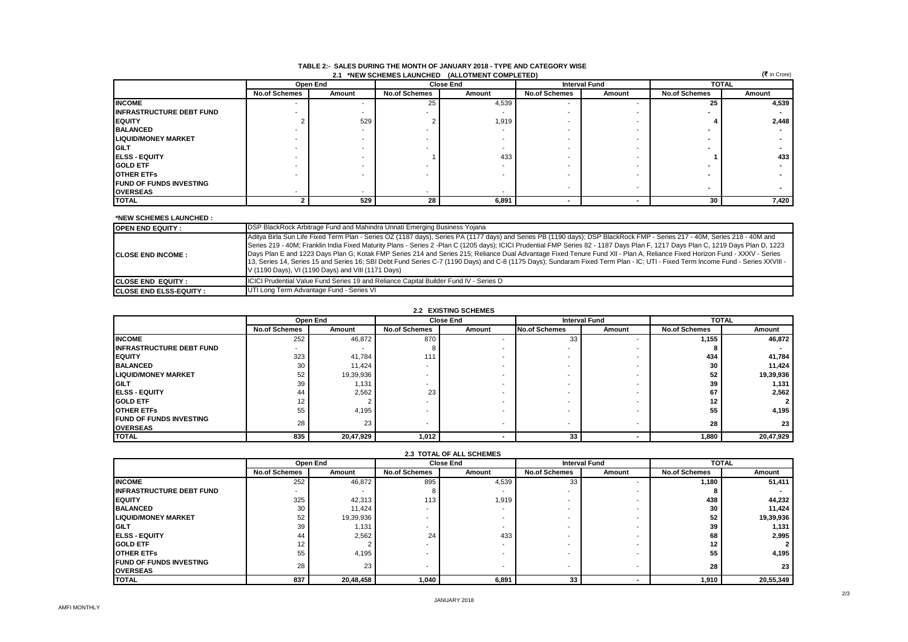## TABLE 2:- SALES DURING THE MONTH OF JANUARY 2018 - TYPE AND CATEGORY WISE

### 2.1 *NEW SCHEMES LAUNCHED (ALLOTMENT COMPLETED)

(₹ in Crore)

| | Open End | | Close End | | Interval Fund | | TOTAL | |
|---|---|---|---|---|---|---|---|---|
| | No.of Schemes | Amount | No.of Schemes | Amount | No.of Schemes | Amount | No.of Schemes | Amount |
| **INCOME** | - | - | 25 | 4,539 | - | - | 25 | 4,539 |
| **INFRASTRUCTURE DEBT FUND** | - | - | - | - | - | - | - | - |
| **EQUITY** | 2 | 529 | 2 | 1,919 | - | - | 4 | 2,448 |
| **BALANCED** | - | - | - | - | - | - | - | - |
| **LIQUID/MONEY MARKET** | - | - | - | - | - | - | - | - |
| **GILT** | - | - | - | - | - | - | - | - |
| **ELSS - EQUITY** | - | - | 1 | 433 | - | - | 1 | 433 |
| **GOLD ETF** | - | - | - | - | - | - | - | - |
| **OTHER ETFs** | - | - | - | - | - | - | - | - |
| **FUND OF FUNDS INVESTING OVERSEAS** | - | - | - | - | - | - | - | - |
| **TOTAL** | 2 | 529 | 28 | 6,891 | - | - | 30 | 7,420 |

**\*NEW SCHEMES LAUNCHED :**

| | |
|---|---|
| **OPEN END EQUITY :** | DSP BlackRock Arbitrage Fund and Mahindra Unnati Emerging Business Yojana |
| **CLOSE END INCOME :** | Aditya Birla Sun Life Fixed Term Plan - Series OZ (1187 days), Series PA (1177 days) and Series PB (1190 days); DSP BlackRock FMP - Series 217 - 40M, Series 218 - 40M and Series 219 - 40M; Franklin India Fixed Maturity Plans - Series 2 -Plan C (1205 days); ICICI Prudential FMP Series 82 - 1187 Days Plan F, 1217 Days Plan C, 1219 Days Plan D, 1223 Days Plan E and 1223 Days Plan G; Kotak FMP Series 214 and Series 215; Reliance Dual Advantage Fixed Tenure Fund XII - Plan A, Reliance Fixed Horizon Fund - XXXV - Series 13, Series 14, Series 15 and Series 16; SBI Debt Fund Series C-7 (1190 Days) and C-8 (1175 Days); Sundaram Fixed Term Plan - IC; UTI - Fixed Term Income Fund - Series XXVIII - V (1190 Days), VI (1190 Days) and VIII (1171 Days) |
| **CLOSE END EQUITY :** | ICICI Prudential Value Fund Series 19 and Reliance Capital Builder Fund IV - Series D |
| **CLOSE END ELSS-EQUITY :** | UTI Long Term Advantage Fund - Series VI |

### 2.2 EXISTING SCHEMES

| | Open End | | Close End | | Interval Fund | | TOTAL | |
|---|---|---|---|---|---|---|---|---|
| | No.of Schemes | Amount | No.of Schemes | Amount | No.of Schemes | Amount | No.of Schemes | Amount |
| **INCOME** | 252 | 46,872 | 870 | - | 33 | - | 1,155 | 46,872 |
| **INFRASTRUCTURE DEBT FUND** | - | - | 8 | - | - | - | 8 | - |
| **EQUITY** | 323 | 41,784 | 111 | - | - | - | 434 | 41,784 |
| **BALANCED** | 30 | 11,424 | - | - | - | - | 30 | 11,424 |
| **LIQUID/MONEY MARKET** | 52 | 19,39,936 | - | - | - | - | 52 | 19,39,936 |
| **GILT** | 39 | 1,131 | - | - | - | - | 39 | 1,131 |
| **ELSS - EQUITY** | 44 | 2,562 | 23 | - | - | - | 67 | 2,562 |
| **GOLD ETF** | 12 | 2 | - | - | - | - | 12 | 2 |
| **OTHER ETFs** | 55 | 4,195 | - | - | - | - | 55 | 4,195 |
| **FUND OF FUNDS INVESTING OVERSEAS** | 28 | 23 | - | - | - | - | 28 | 23 |
| **TOTAL** | 835 | 20,47,929 | 1,012 | - | 33 | - | 1,880 | 20,47,929 |

### 2.3 TOTAL OF ALL SCHEMES

| | Open End | | Close End | | Interval Fund | | TOTAL | |
|---|---|---|---|---|---|---|---|---|
| | No.of Schemes | Amount | No.of Schemes | Amount | No.of Schemes | Amount | No.of Schemes | Amount |
| **INCOME** | 252 | 46,872 | 895 | 4,539 | 33 | - | 1,180 | 51,411 |
| **INFRASTRUCTURE DEBT FUND** | - | - | 8 | - | - | - | 8 | - |
| **EQUITY** | 325 | 42,313 | 113 | 1,919 | - | - | 438 | 44,232 |
| **BALANCED** | 30 | 11,424 | - | - | - | - | 30 | 11,424 |
| **LIQUID/MONEY MARKET** | 52 | 19,39,936 | - | - | - | - | 52 | 19,39,936 |
| **GILT** | 39 | 1,131 | - | - | - | - | 39 | 1,131 |
| **ELSS - EQUITY** | 44 | 2,562 | 24 | 433 | - | - | 68 | 2,995 |
| **GOLD ETF** | 12 | 2 | - | - | - | - | 12 | 2 |
| **OTHER ETFs** | 55 | 4,195 | - | - | - | - | 55 | 4,195 |
| **FUND OF FUNDS INVESTING OVERSEAS** | 28 | 23 | - | - | - | - | 28 | 23 |
| **TOTAL** | 837 | 20,48,458 | 1,040 | 6,891 | 33 | - | 1,910 | 20,55,349 |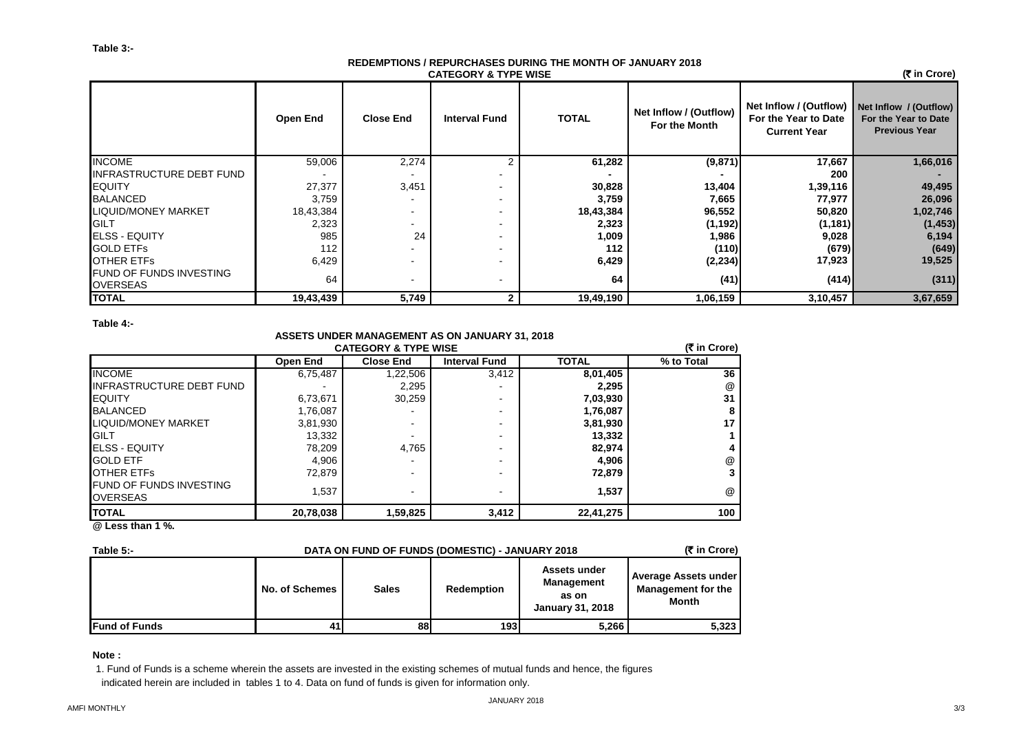**Table 3:-**

**REDEMPTIONS / REPURCHASES DURING THE MONTH OF JANUARY 2018**
**CATEGORY & TYPE WISE**

(₹ in Crore)

| | Open End | Close End | Interval Fund | TOTAL | Net Inflow / (Outflow) For the Month | Net Inflow / (Outflow) For the Year to Date Current Year | Net Inflow / (Outflow) For the Year to Date Previous Year |
|---|---|---|---|---|---|---|---|
| INCOME | 59,006 | 2,274 | 2 | 61,282 | (9,871) | 17,667 | 1,66,016 |
| INFRASTRUCTURE DEBT FUND | - | - | - | - | - | 200 | - |
| EQUITY | 27,377 | 3,451 | - | 30,828 | 13,404 | 1,39,116 | 49,495 |
| BALANCED | 3,759 | - | - | 3,759 | 7,665 | 77,977 | 26,096 |
| LIQUID/MONEY MARKET | 18,43,384 | - | - | 18,43,384 | 96,552 | 50,820 | 1,02,746 |
| GILT | 2,323 | - | - | 2,323 | (1,192) | (1,181) | (1,453) |
| ELSS - EQUITY | 985 | 24 | - | 1,009 | 1,986 | 9,028 | 6,194 |
| GOLD ETFs | 112 | - | - | 112 | (110) | (679) | (649) |
| OTHER ETFs | 6,429 | - | - | 6,429 | (2,234) | 17,923 | 19,525 |
| FUND OF FUNDS INVESTING OVERSEAS | 64 | - | - | 64 | (41) | (414) | (311) |
| TOTAL | 19,43,439 | 5,749 | 2 | 19,49,190 | 1,06,159 | 3,10,457 | 3,67,659 |

**Table 4:-**

**ASSETS UNDER MANAGEMENT AS ON JANUARY 31, 2018**
**CATEGORY & TYPE WISE**

(₹ in Crore)

| | Open End | Close End | Interval Fund | TOTAL | % to Total |
|---|---|---|---|---|---|
| INCOME | 6,75,487 | 1,22,506 | 3,412 | 8,01,405 | 36 |
| INFRASTRUCTURE DEBT FUND | - | 2,295 | - | 2,295 | @ |
| EQUITY | 6,73,671 | 30,259 | - | 7,03,930 | 31 |
| BALANCED | 1,76,087 | - | - | 1,76,087 | 8 |
| LIQUID/MONEY MARKET | 3,81,930 | - | - | 3,81,930 | 17 |
| GILT | 13,332 | - | - | 13,332 | 1 |
| ELSS - EQUITY | 78,209 | 4,765 | - | 82,974 | 4 |
| GOLD ETF | 4,906 | - | - | 4,906 | @ |
| OTHER ETFs | 72,879 | - | - | 72,879 | 3 |
| FUND OF FUNDS INVESTING OVERSEAS | 1,537 | - | - | 1,537 | @ |
| TOTAL | 20,78,038 | 1,59,825 | 3,412 | 22,41,275 | 100 |

**@ Less than 1 %.**

**Table 5:-**

**DATA ON FUND OF FUNDS (DOMESTIC) - JANUARY 2018**

(₹ in Crore)

| | No. of Schemes | Sales | Redemption | Assets under Management as on January 31, 2018 | Average Assets under Management for the Month |
|---|---|---|---|---|---|
| Fund of Funds | 41 | 88 | 193 | 5,266 | 5,323 |

**Note :**

1. Fund of Funds is a scheme wherein the assets are invested in the existing schemes of mutual funds and hence, the figures indicated herein are included in tables 1 to 4. Data on fund of funds is given for information only.